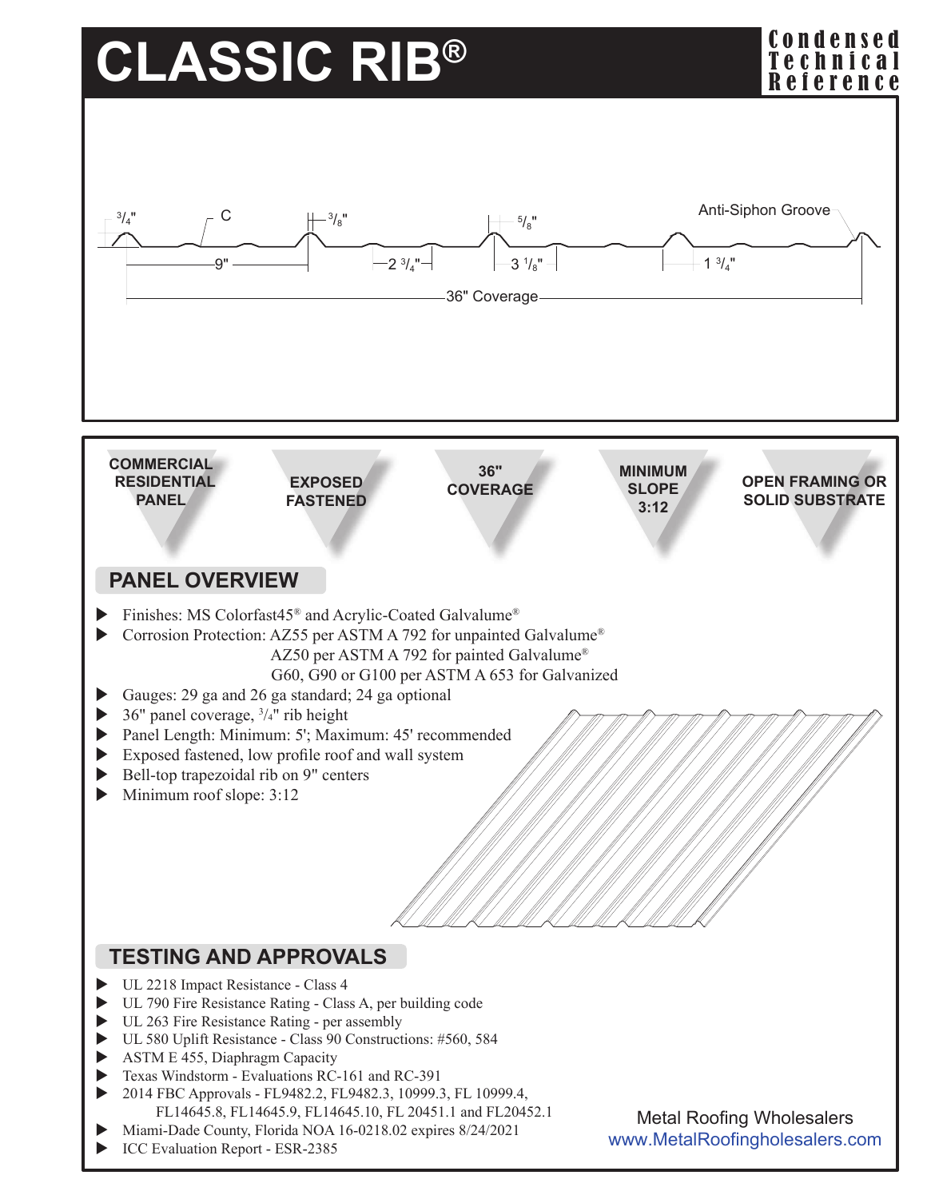# CLASSIC RIB®

**Condensed Technical Reference**

3/4" C 3/8" 5/8" Anti-Siphon Groove

9" 2 3/4" 3 1/8" 1 3/4"

36" Coverage

**COMMERCIAL RESIDENTIAL PANEL** | **EXPOSED FASTENED** | **36" COVERAGE** | **MINIMUM SLOPE 3:12** | **OPEN FRAMING OR SOLID SUBSTRATE**

## PANEL OVERVIEW

- Finishes: MS Colorfast45® and Acrylic-Coated Galvalume®
- Corrosion Protection: AZ55 per ASTM A 792 for unpainted Galvalume®
  AZ50 per ASTM A 792 for painted Galvalume®
  G60, G90 or G100 per ASTM A 653 for Galvanized
- Gauges: 29 ga and 26 ga standard; 24 ga optional
- 36" panel coverage, 3/4" rib height
- Panel Length: Minimum: 5'; Maximum: 45' recommended
- Exposed fastened, low profile roof and wall system
- Bell-top trapezoidal rib on 9" centers
- Minimum roof slope: 3:12

## TESTING AND APPROVALS

- UL 2218 Impact Resistance - Class 4
- UL 790 Fire Resistance Rating - Class A, per building code
- UL 263 Fire Resistance Rating - per assembly
- UL 580 Uplift Resistance - Class 90 Constructions: #560, 584
- ASTM E 455, Diaphragm Capacity
- Texas Windstorm - Evaluations RC-161 and RC-391
- 2014 FBC Approvals - FL9482.2, FL9482.3, 10999.3, FL 10999.4, FL14645.8, FL14645.9, FL14645.10, FL 20451.1 and FL20452.1
- Miami-Dade County, Florida NOA 16-0218.02 expires 8/24/2021
- ICC Evaluation Report - ESR-2385

Metal Roofing Wholesalers
www.MetalRoofingholesalers.com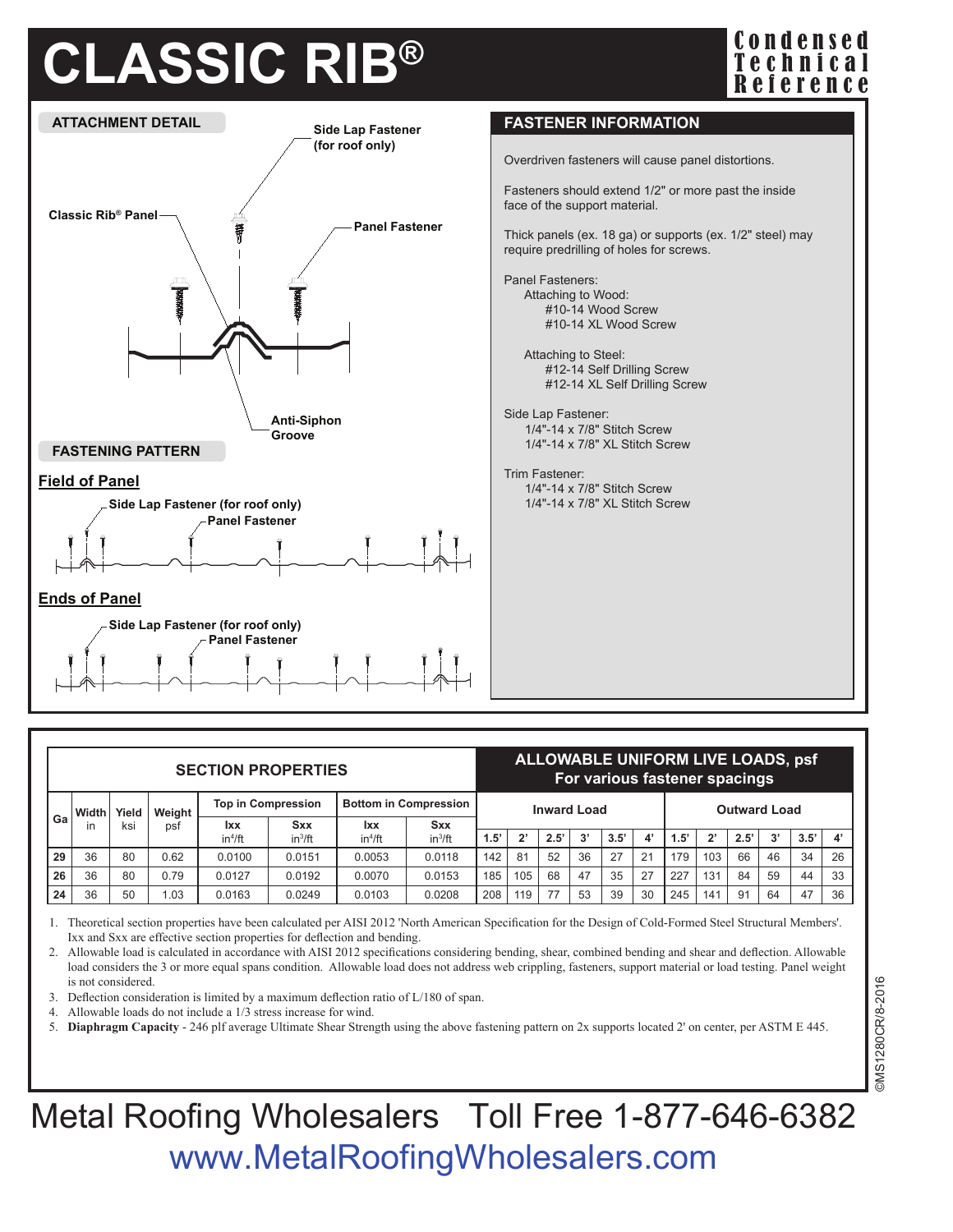# CLASSIC RIB®

Condensed Technical Reference

## ATTACHMENT DETAIL

Side Lap Fastener (for roof only)

Classic Rib® Panel

Panel Fastener

Anti-Siphon Groove

## FASTENING PATTERN

### Field of Panel

Side Lap Fastener (for roof only)

Panel Fastener

### Ends of Panel

Side Lap Fastener (for roof only)

Panel Fastener

## FASTENER INFORMATION

Overdriven fasteners will cause panel distortions.

Fasteners should extend 1/2" or more past the inside face of the support material.

Thick panels (ex. 18 ga) or supports (ex. 1/2" steel) may require predrilling of holes for screws.

Panel Fasteners:
- Attaching to Wood:
  - #10-14 Wood Screw
  - #10-14 XL Wood Screw
- Attaching to Steel:
  - #12-14 Self Drilling Screw
  - #12-14 XL Self Drilling Screw

Side Lap Fastener:
- 1/4"-14 x 7/8" Stitch Screw
- 1/4"-14 x 7/8" XL Stitch Screw

Trim Fastener:
- 1/4"-14 x 7/8" Stitch Screw
- 1/4"-14 x 7/8" XL Stitch Screw

| SECTION PROPERTIES | | | | | | | | ALLOWABLE UNIFORM LIVE LOADS, psf For various fastener spacings | | | | | | | | | | | |
|---|---|---|---|---|---|---|---|---|---|---|---|---|---|---|---|---|---|---|---|
| Ga | Width in | Yield ksi | Weight psf | Top in Compression | | Bottom in Compression | | Inward Load | | | | | | Outward Load | | | | | |
| | | | | Ixx $in^4/ft$ | Sxx $in^3/ft$ | Ixx $in^4/ft$ | Sxx $in^3/ft$ | 1.5' | 2' | 2.5' | 3' | 3.5' | 4' | 1.5' | 2' | 2.5' | 3' | 3.5' | 4' |
| 29 | 36 | 80 | 0.62 | 0.0100 | 0.0151 | 0.0053 | 0.0118 | 142 | 81 | 52 | 36 | 27 | 21 | 179 | 103 | 66 | 46 | 34 | 26 |
| 26 | 36 | 80 | 0.79 | 0.0127 | 0.0192 | 0.0070 | 0.0153 | 185 | 105 | 68 | 47 | 35 | 27 | 227 | 131 | 84 | 59 | 44 | 33 |
| 24 | 36 | 50 | 1.03 | 0.0163 | 0.0249 | 0.0103 | 0.0208 | 208 | 119 | 77 | 53 | 39 | 30 | 245 | 141 | 91 | 64 | 47 | 36 |

1. Theoretical section properties have been calculated per AISI 2012 'North American Specification for the Design of Cold-Formed Steel Structural Members'. Ixx and Sxx are effective section properties for deflection and bending.
2. Allowable load is calculated in accordance with AISI 2012 specifications considering bending, shear, combined bending and shear and deflection. Allowable load considers the 3 or more equal spans condition. Allowable load does not address web crippling, fasteners, support material or load testing. Panel weight is not considered.
3. Deflection consideration is limited by a maximum deflection ratio of L/180 of span.
4. Allowable loads do not include a 1/3 stress increase for wind.
5. **Diaphragm Capacity** - 246 plf average Ultimate Shear Strength using the above fastening pattern on 2x supports located 2' on center, per ASTM E 445.

©MS1280CR/8-2016

Metal Roofing Wholesalers Toll Free 1-877-646-6382
www.MetalRoofingWholesalers.com